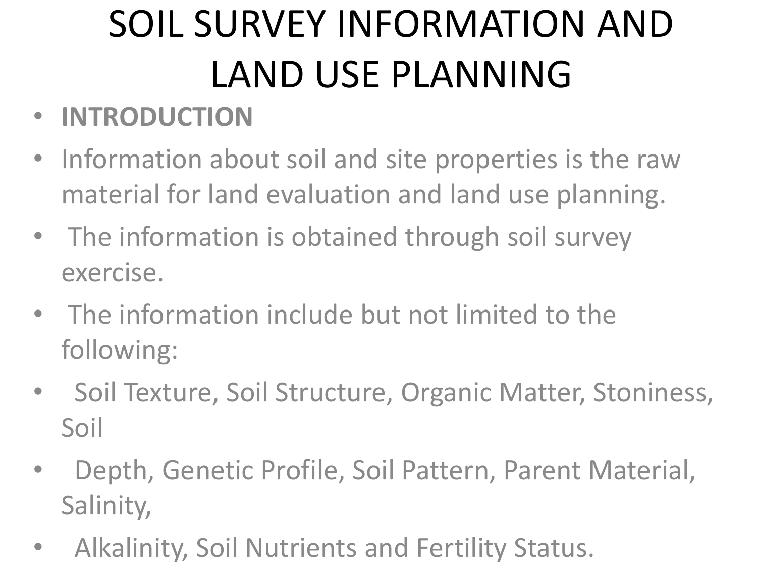# SOIL SURVEY INFORMATION AND LAND USE PLANNING

- **INTRODUCTION**
- Information about soil and site properties is the raw material for land evaluation and land use planning.
- The information is obtained through soil survey exercise.
- The information include but not limited to the following:
- Soil Texture, Soil Structure, Organic Matter, Stoniness, Soil
- Depth, Genetic Profile, Soil Pattern, Parent Material, Salinity,
- Alkalinity, Soil Nutrients and Fertility Status.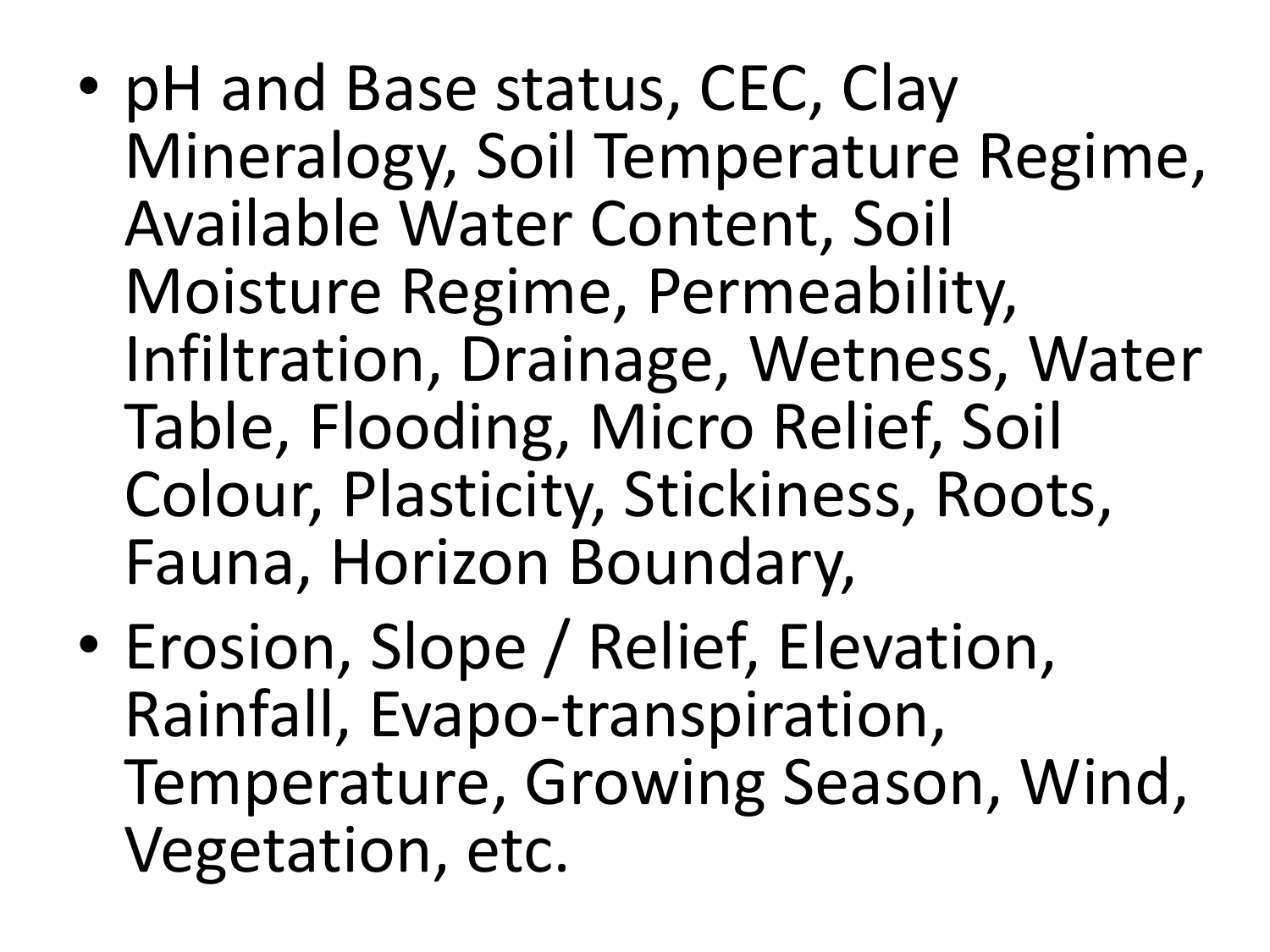- pH and Base status, CEC, Clay Mineralogy, Soil Temperature Regime, Available Water Content, Soil Moisture Regime, Permeability, Infiltration, Drainage, Wetness, Water Table, Flooding, Micro Relief, Soil Colour, Plasticity, Stickiness, Roots, Fauna, Horizon Boundary,
- Erosion, Slope / Relief, Elevation, Rainfall, Evapo-transpiration, Temperature, Growing Season, Wind, Vegetation, etc.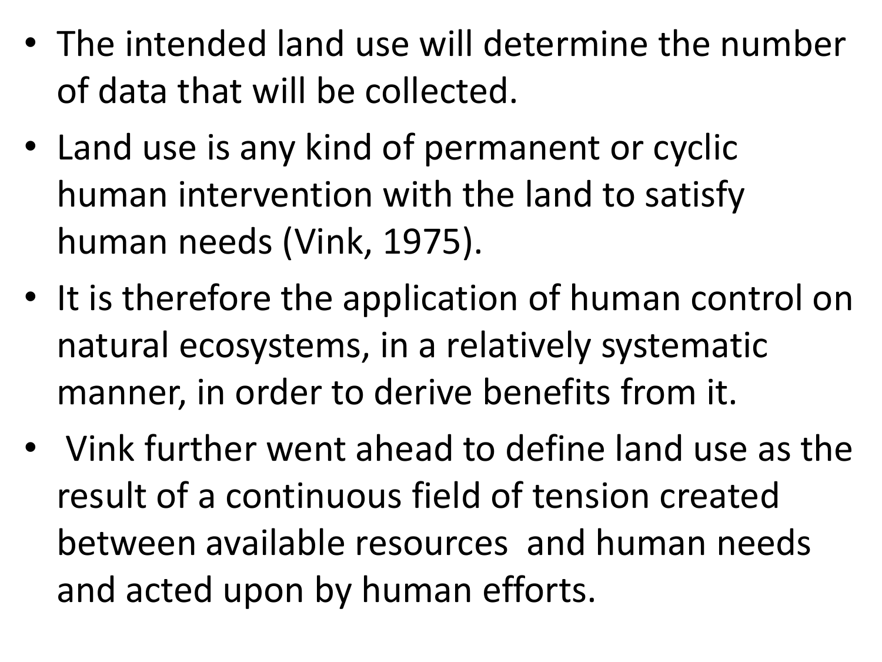- The intended land use will determine the number of data that will be collected.
- Land use is any kind of permanent or cyclic human intervention with the land to satisfy human needs (Vink, 1975).
- It is therefore the application of human control on natural ecosystems, in a relatively systematic manner, in order to derive benefits from it.
- Vink further went ahead to define land use as the result of a continuous field of tension created between available resources and human needs and acted upon by human efforts.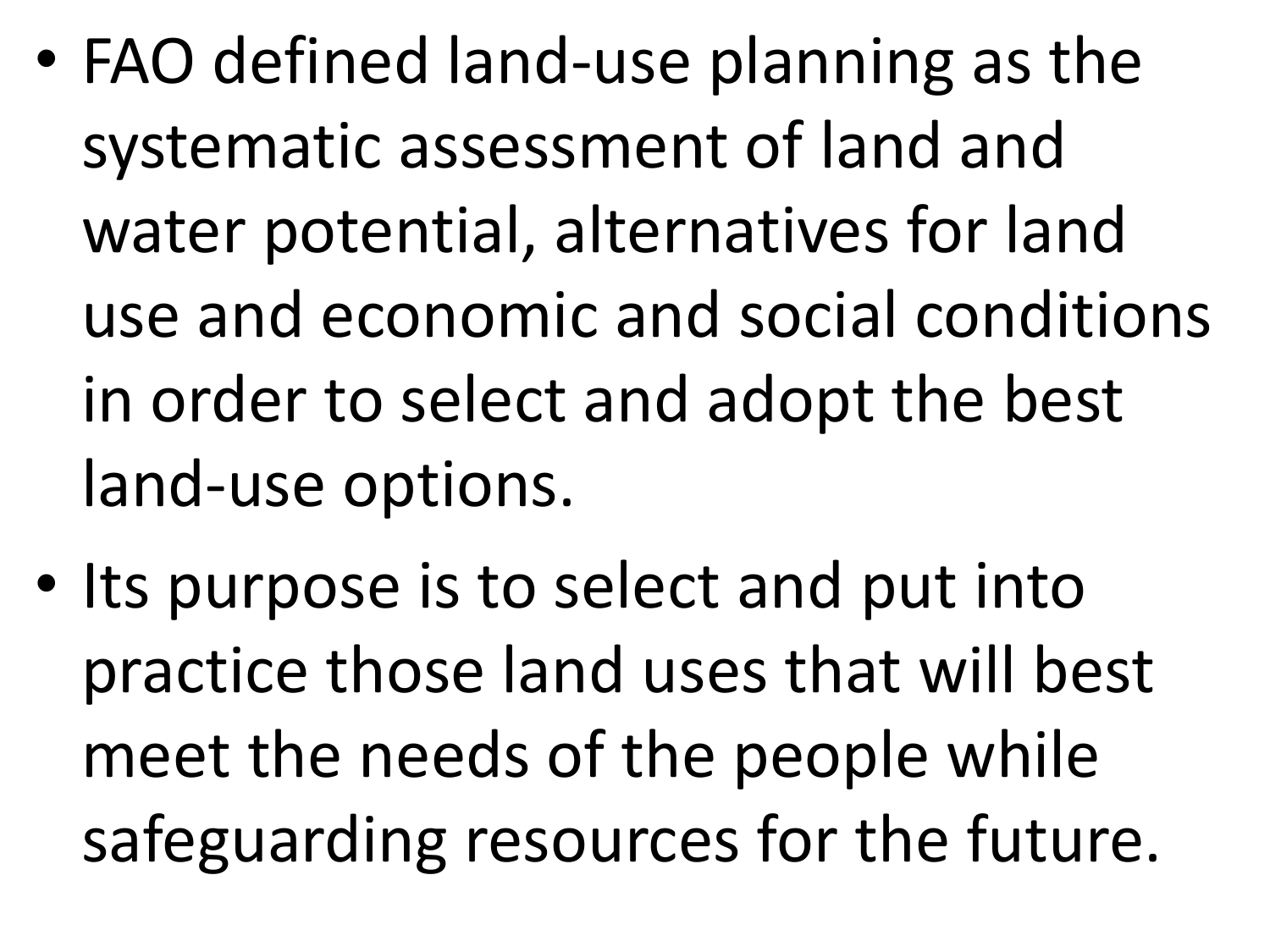- FAO defined land-use planning as the systematic assessment of land and water potential, alternatives for land use and economic and social conditions in order to select and adopt the best land-use options.
- Its purpose is to select and put into practice those land uses that will best meet the needs of the people while safeguarding resources for the future.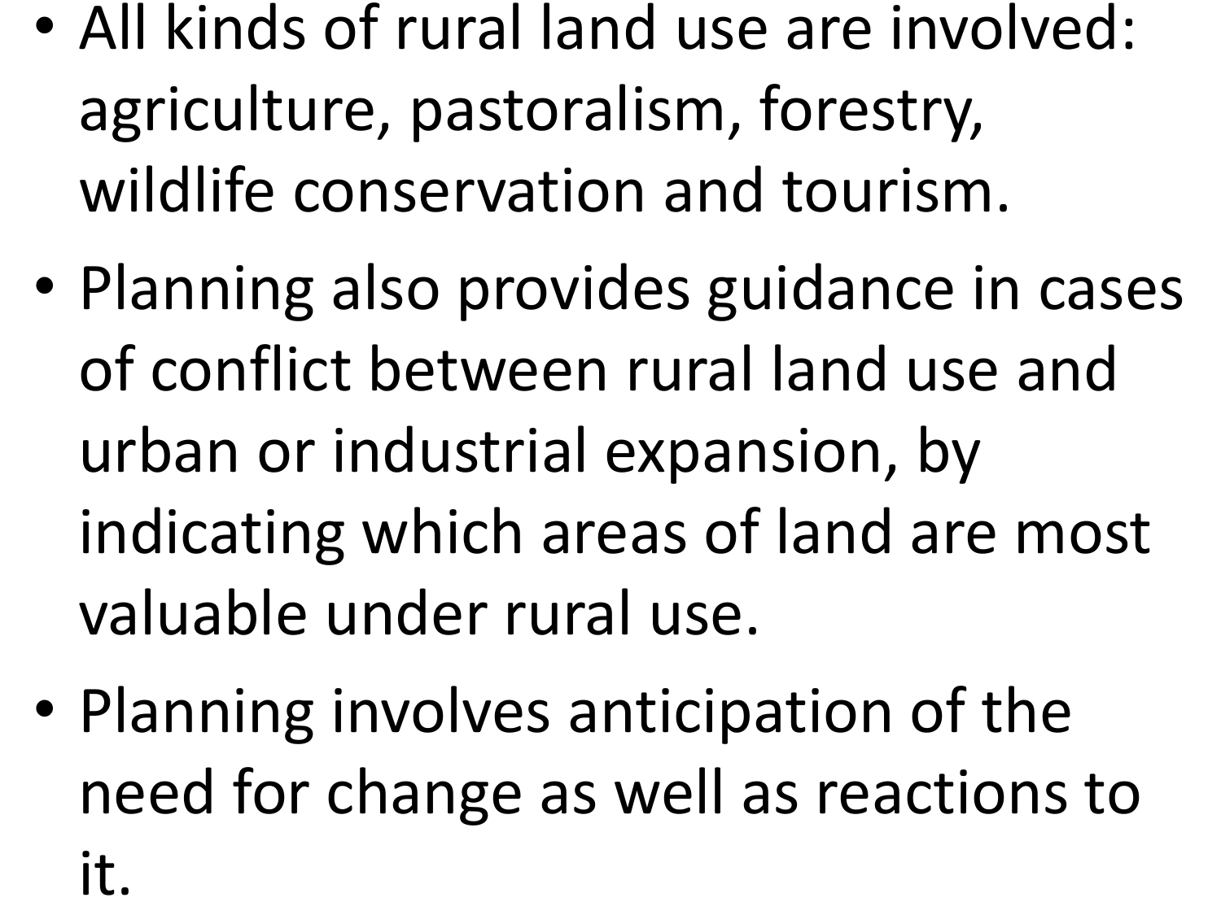- All kinds of rural land use are involved: agriculture, pastoralism, forestry, wildlife conservation and tourism.
- Planning also provides guidance in cases of conflict between rural land use and urban or industrial expansion, by indicating which areas of land are most valuable under rural use.
- Planning involves anticipation of the need for change as well as reactions to it.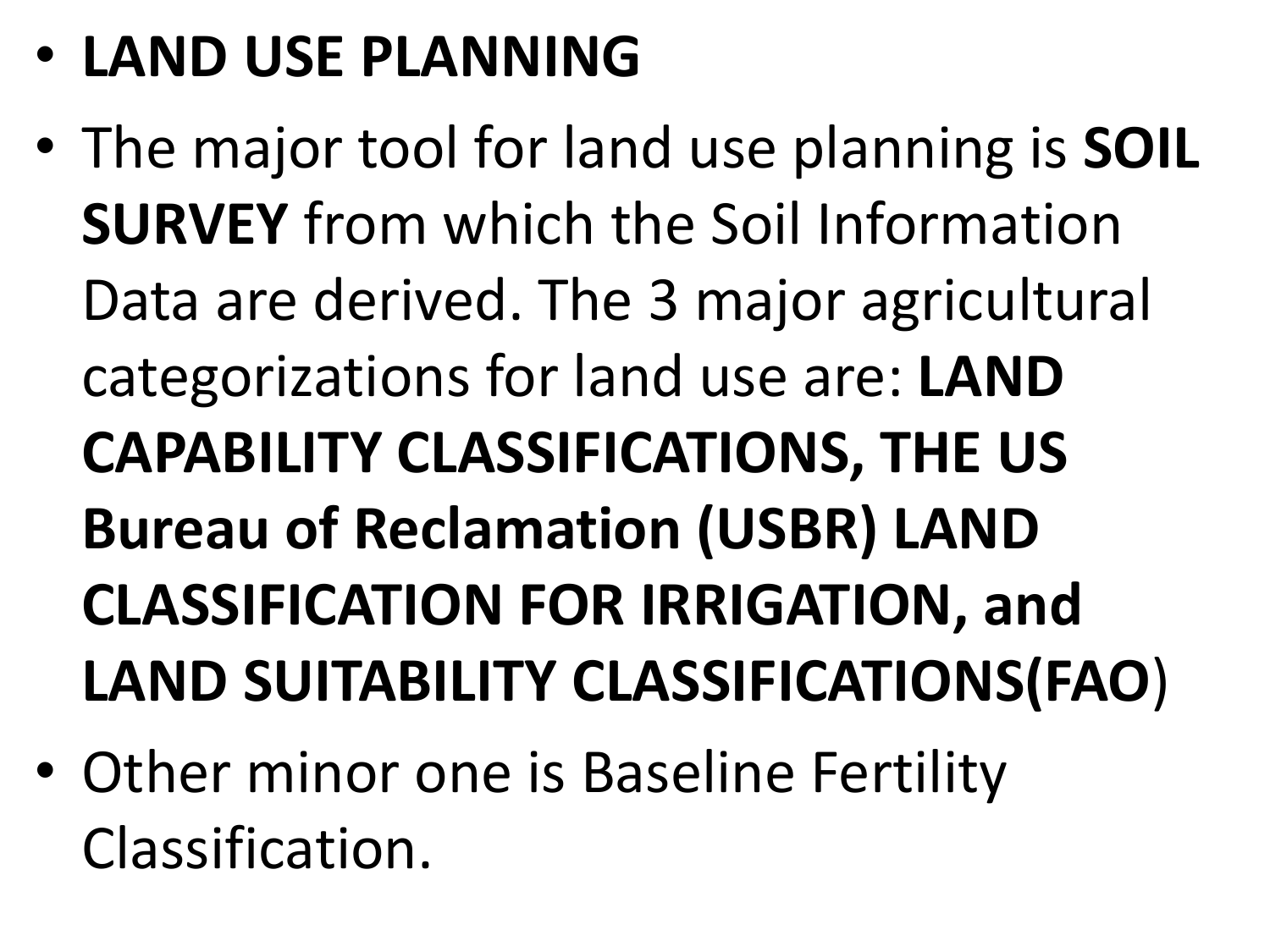- **LAND USE PLANNING**
- The major tool for land use planning is **SOIL SURVEY** from which the Soil Information Data are derived. The 3 major agricultural categorizations for land use are: **LAND CAPABILITY CLASSIFICATIONS, THE US Bureau of Reclamation (USBR) LAND CLASSIFICATION FOR IRRIGATION, and LAND SUITABILITY CLASSIFICATIONS(FAO**)
- Other minor one is Baseline Fertility Classification.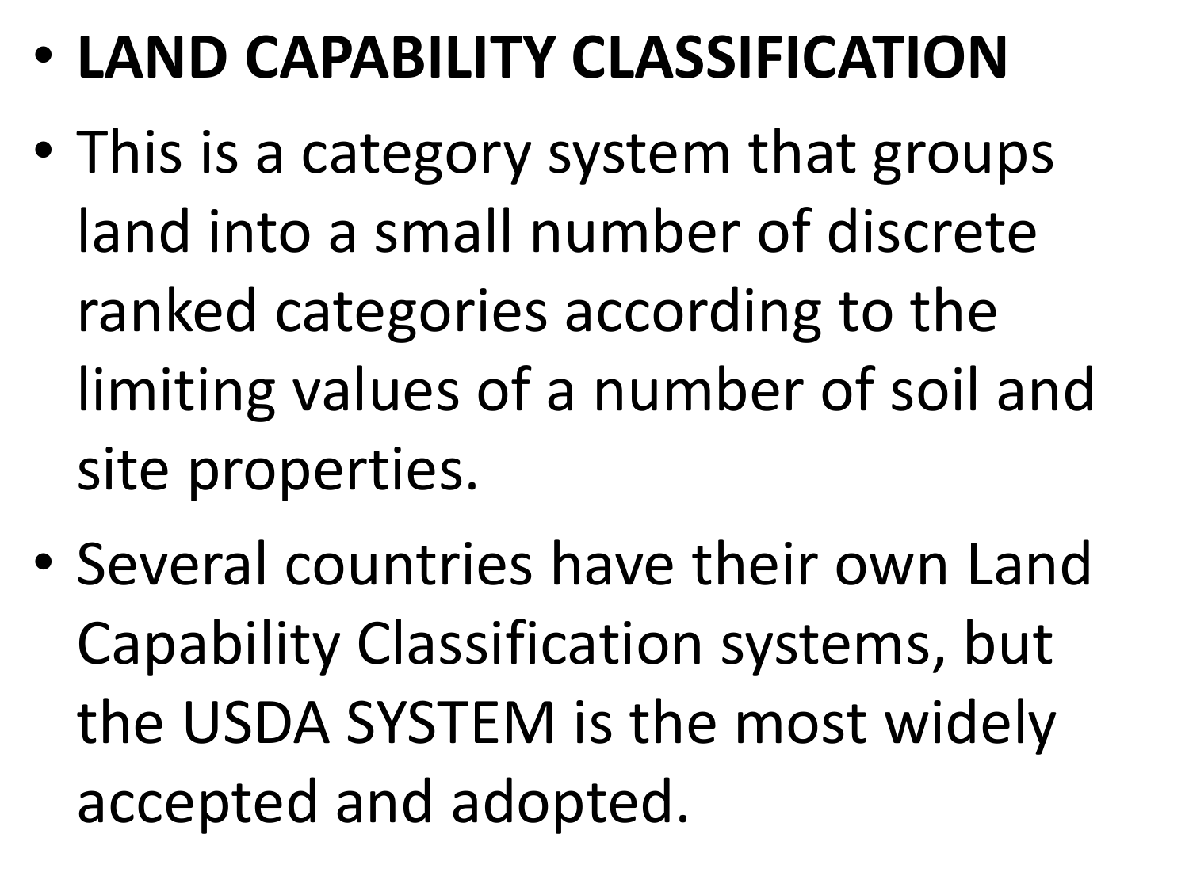- **LAND CAPABILITY CLASSIFICATION**
- This is a category system that groups land into a small number of discrete ranked categories according to the limiting values of a number of soil and site properties.
- Several countries have their own Land Capability Classification systems, but the USDA SYSTEM is the most widely accepted and adopted.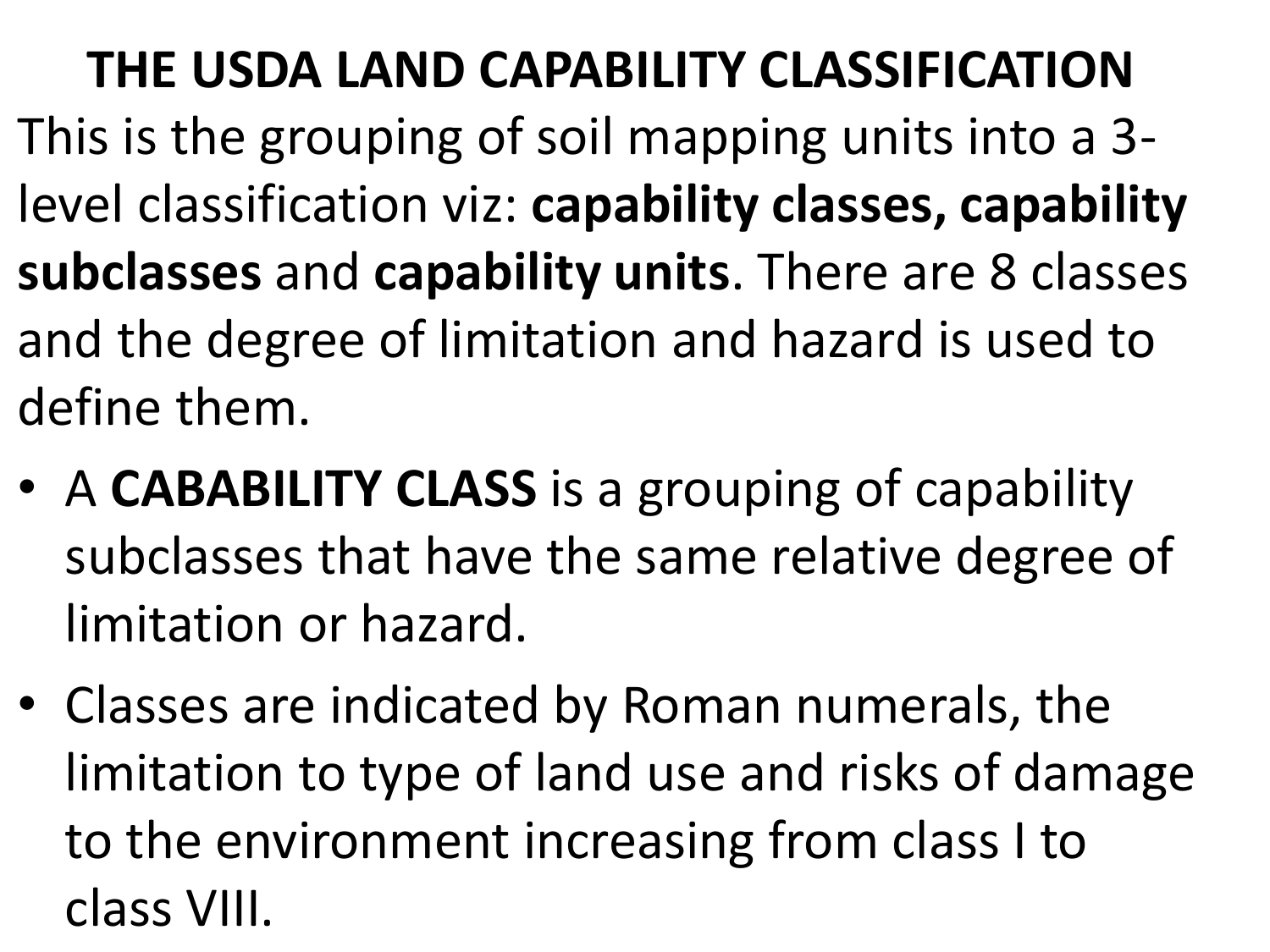# THE USDA LAND CAPABILITY CLASSIFICATION

This is the grouping of soil mapping units into a 3-level classification viz: **capability classes, capability subclasses** and **capability units**. There are 8 classes and the degree of limitation and hazard is used to define them.

- A **CABABILITY CLASS** is a grouping of capability subclasses that have the same relative degree of limitation or hazard.
- Classes are indicated by Roman numerals, the limitation to type of land use and risks of damage to the environment increasing from class I to class VIII.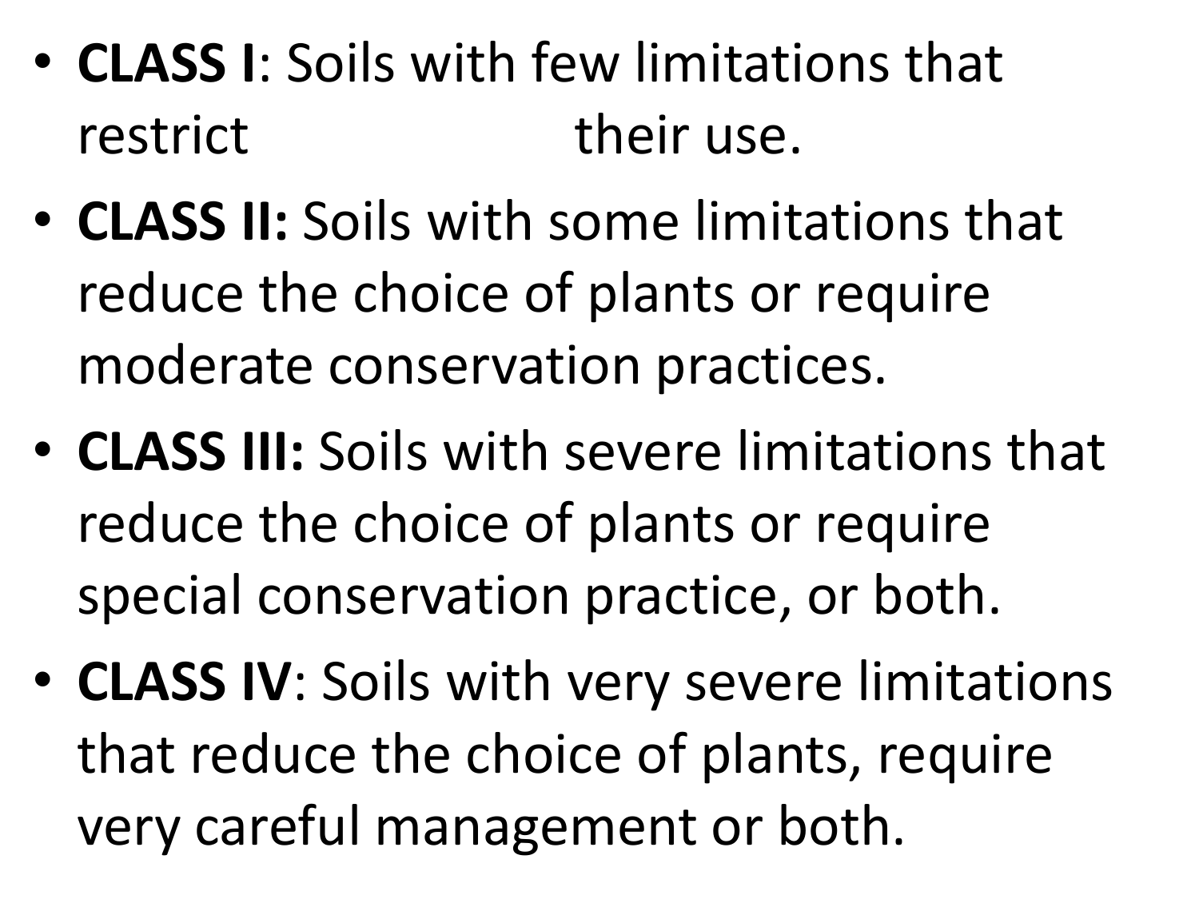- **CLASS I**: Soils with few limitations that restrict their use.
- **CLASS II:** Soils with some limitations that reduce the choice of plants or require moderate conservation practices.
- **CLASS III:** Soils with severe limitations that reduce the choice of plants or require special conservation practice, or both.
- **CLASS IV**: Soils with very severe limitations that reduce the choice of plants, require very careful management or both.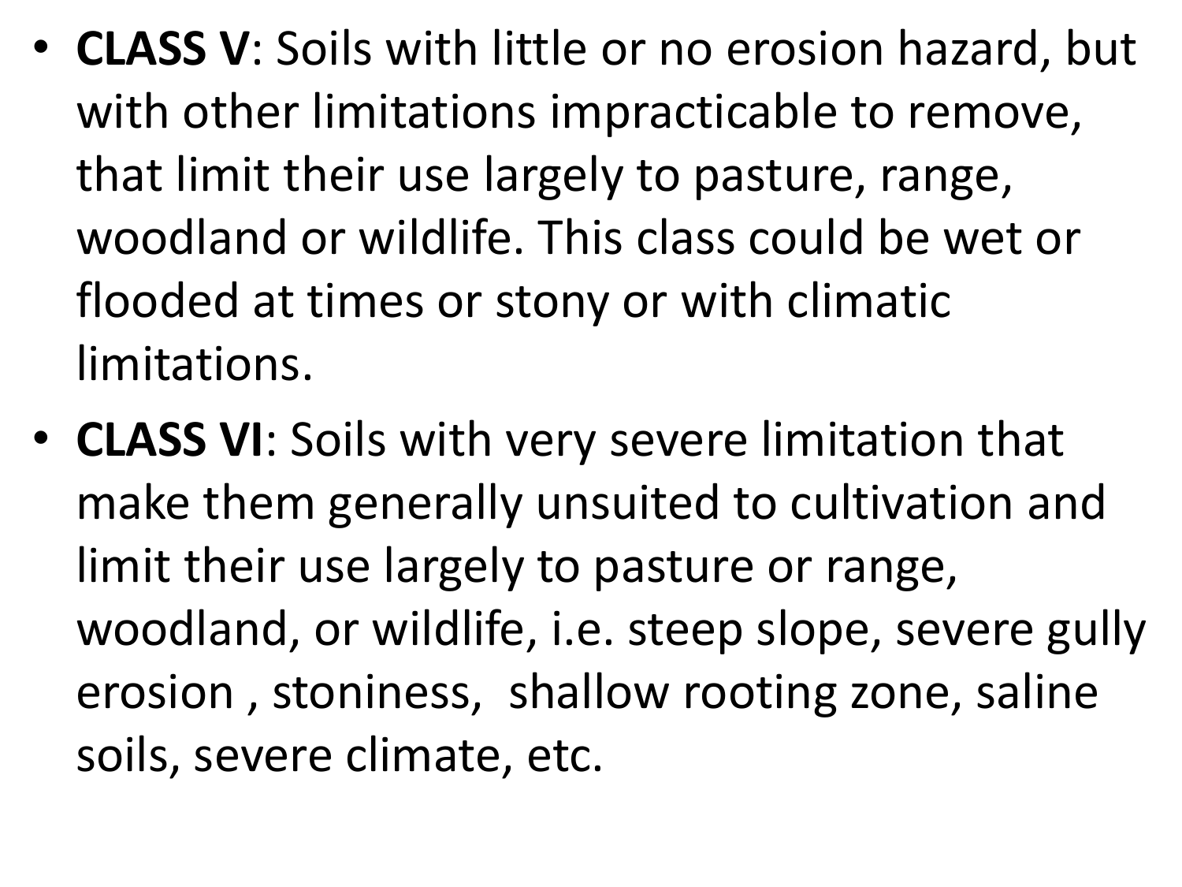- **CLASS V**: Soils with little or no erosion hazard, but with other limitations impracticable to remove, that limit their use largely to pasture, range, woodland or wildlife. This class could be wet or flooded at times or stony or with climatic limitations.
- **CLASS VI**: Soils with very severe limitation that make them generally unsuited to cultivation and limit their use largely to pasture or range, woodland, or wildlife, i.e. steep slope, severe gully erosion , stoniness,  shallow rooting zone, saline soils, severe climate, etc.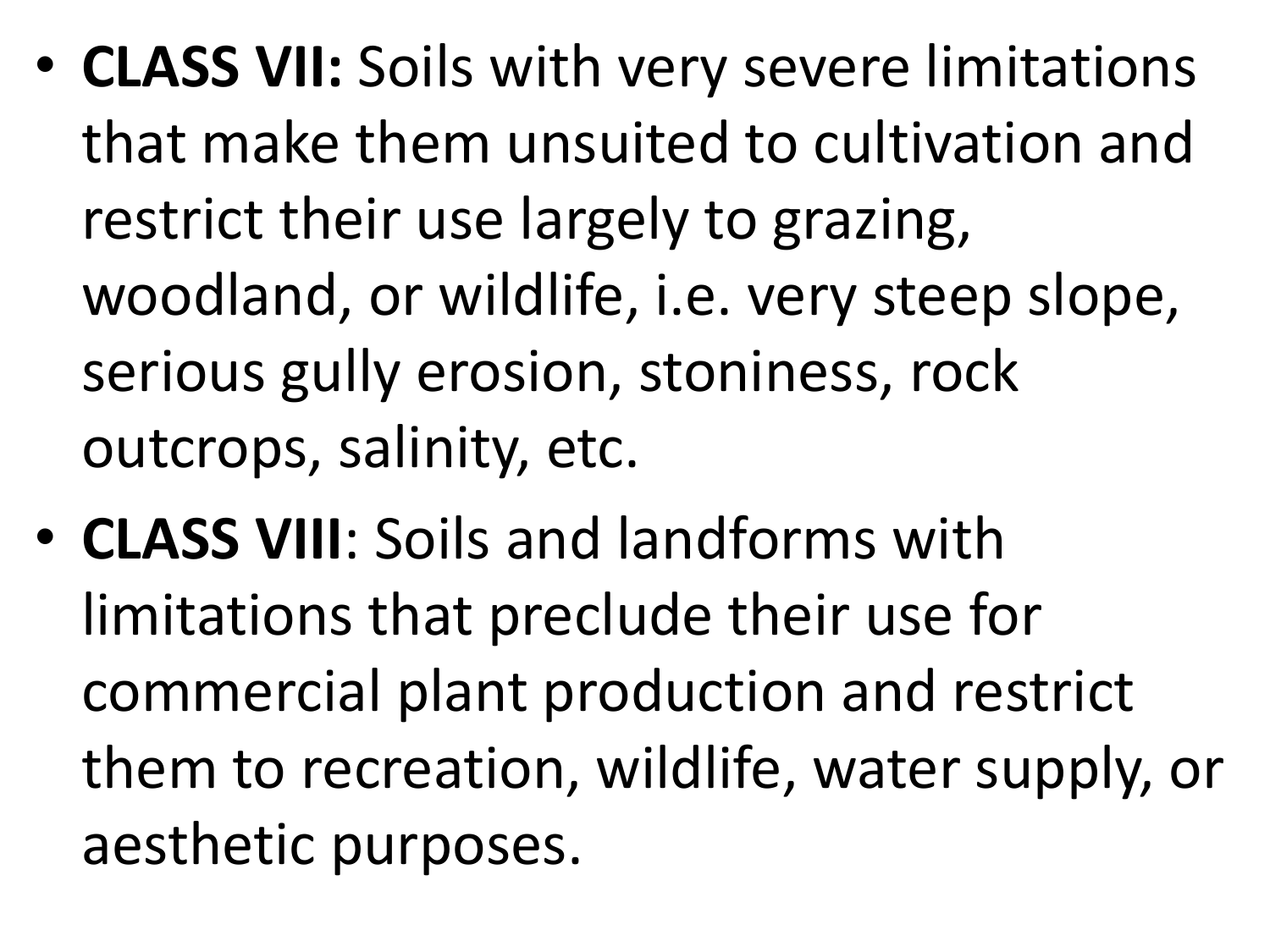- **CLASS VII:** Soils with very severe limitations that make them unsuited to cultivation and restrict their use largely to grazing, woodland, or wildlife, i.e. very steep slope, serious gully erosion, stoniness, rock outcrops, salinity, etc.
- **CLASS VIII**: Soils and landforms with limitations that preclude their use for commercial plant production and restrict them to recreation, wildlife, water supply, or aesthetic purposes.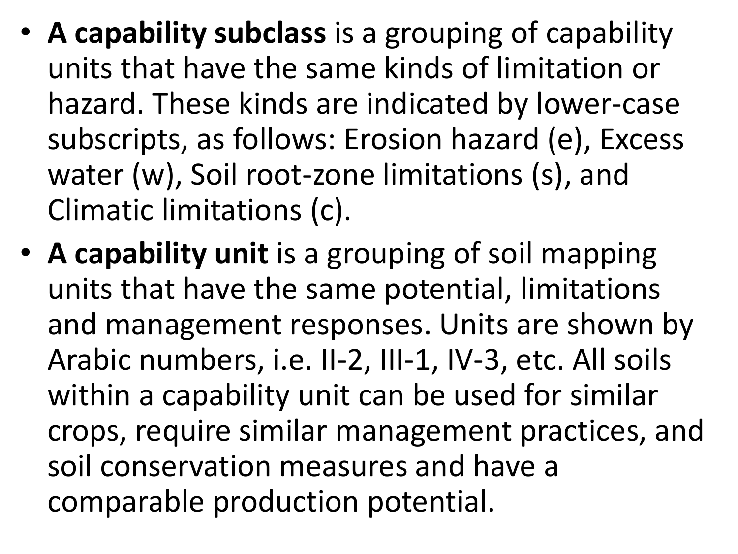- **A capability subclass** is a grouping of capability units that have the same kinds of limitation or hazard. These kinds are indicated by lower-case subscripts, as follows: Erosion hazard (e), Excess water (w), Soil root-zone limitations (s), and Climatic limitations (c).
- **A capability unit** is a grouping of soil mapping units that have the same potential, limitations and management responses. Units are shown by Arabic numbers, i.e. II-2, III-1, IV-3, etc. All soils within a capability unit can be used for similar crops, require similar management practices, and soil conservation measures and have a comparable production potential.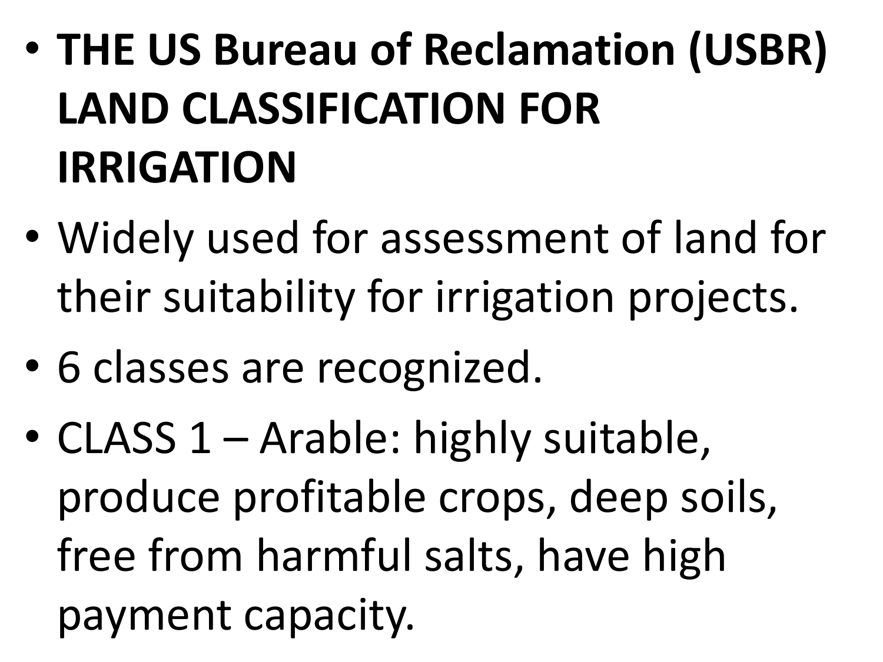- **THE US Bureau of Reclamation (USBR) LAND CLASSIFICATION FOR IRRIGATION**
- Widely used for assessment of land for their suitability for irrigation projects.
- 6 classes are recognized.
- CLASS 1 – Arable: highly suitable, produce profitable crops, deep soils, free from harmful salts, have high payment capacity.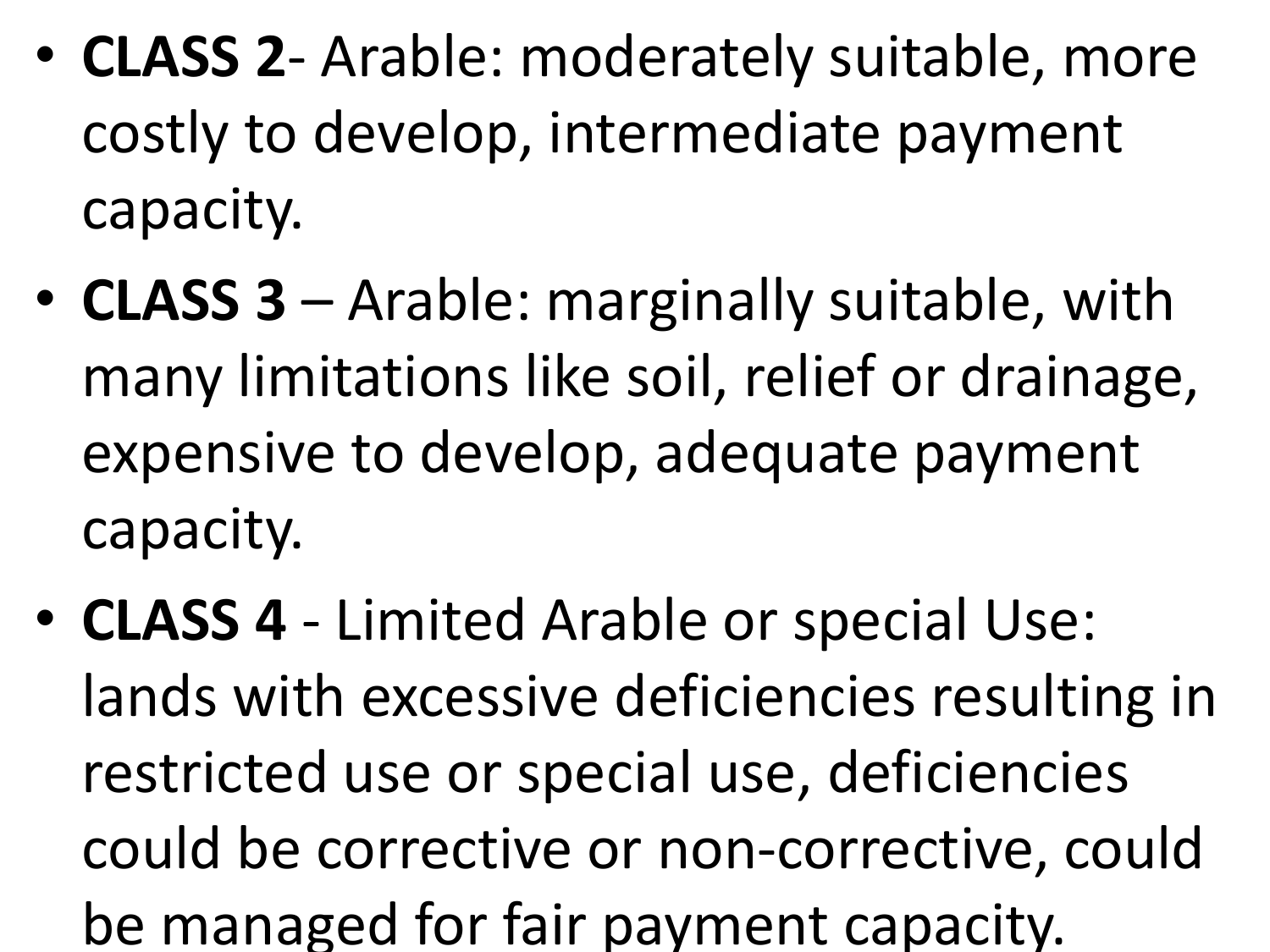- **CLASS 2**- Arable: moderately suitable, more costly to develop, intermediate payment capacity.
- **CLASS 3** – Arable: marginally suitable, with many limitations like soil, relief or drainage, expensive to develop, adequate payment capacity.
- **CLASS 4** - Limited Arable or special Use: lands with excessive deficiencies resulting in restricted use or special use, deficiencies could be corrective or non-corrective, could be managed for fair payment capacity.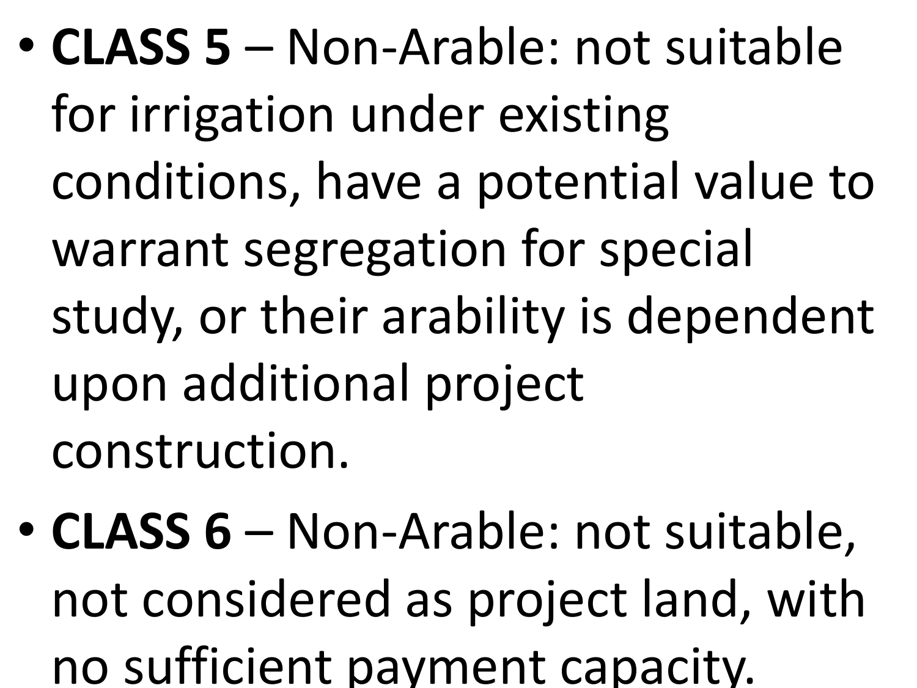- **CLASS 5** – Non-Arable: not suitable for irrigation under existing conditions, have a potential value to warrant segregation for special study, or their arability is dependent upon additional project construction.
- **CLASS 6** – Non-Arable: not suitable, not considered as project land, with no sufficient payment capacity.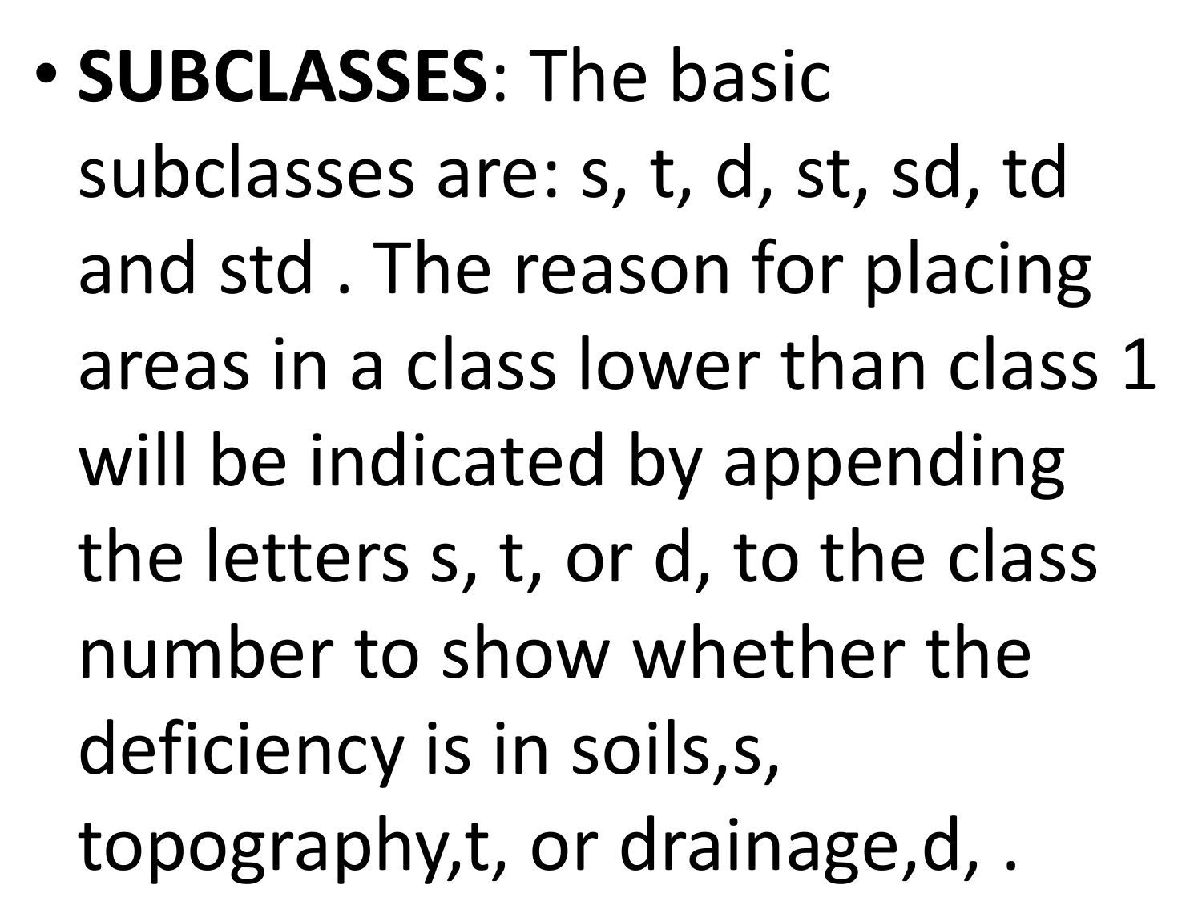- **SUBCLASSES**: The basic subclasses are: s, t, d, st, sd, td and std . The reason for placing areas in a class lower than class 1 will be indicated by appending the letters s, t, or d, to the class number to show whether the deficiency is in soils,s, topography,t, or drainage,d, .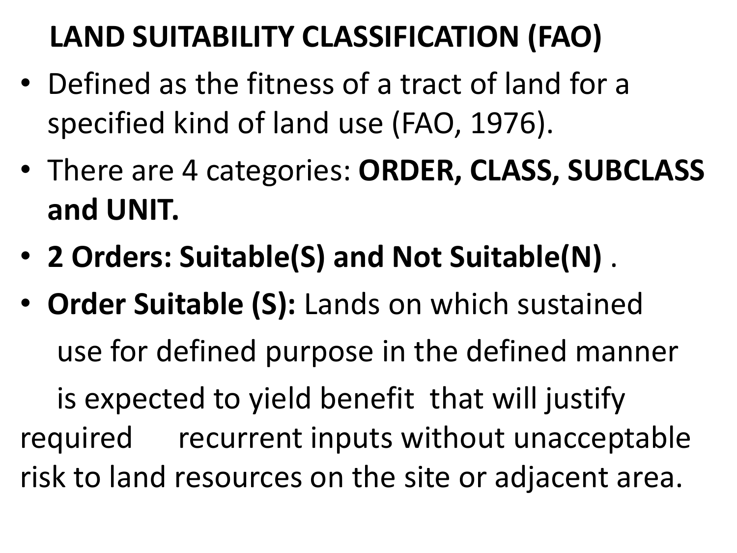## LAND SUITABILITY CLASSIFICATION (FAO)

- Defined as the fitness of a tract of land for a specified kind of land use (FAO, 1976).
- There are 4 categories: **ORDER, CLASS, SUBCLASS and UNIT.**
- **2 Orders: Suitable(S) and Not Suitable(N)** .
- **Order Suitable (S):** Lands on which sustained use for defined purpose in the defined manner is expected to yield benefit that will justify required recurrent inputs without unacceptable risk to land resources on the site or adjacent area.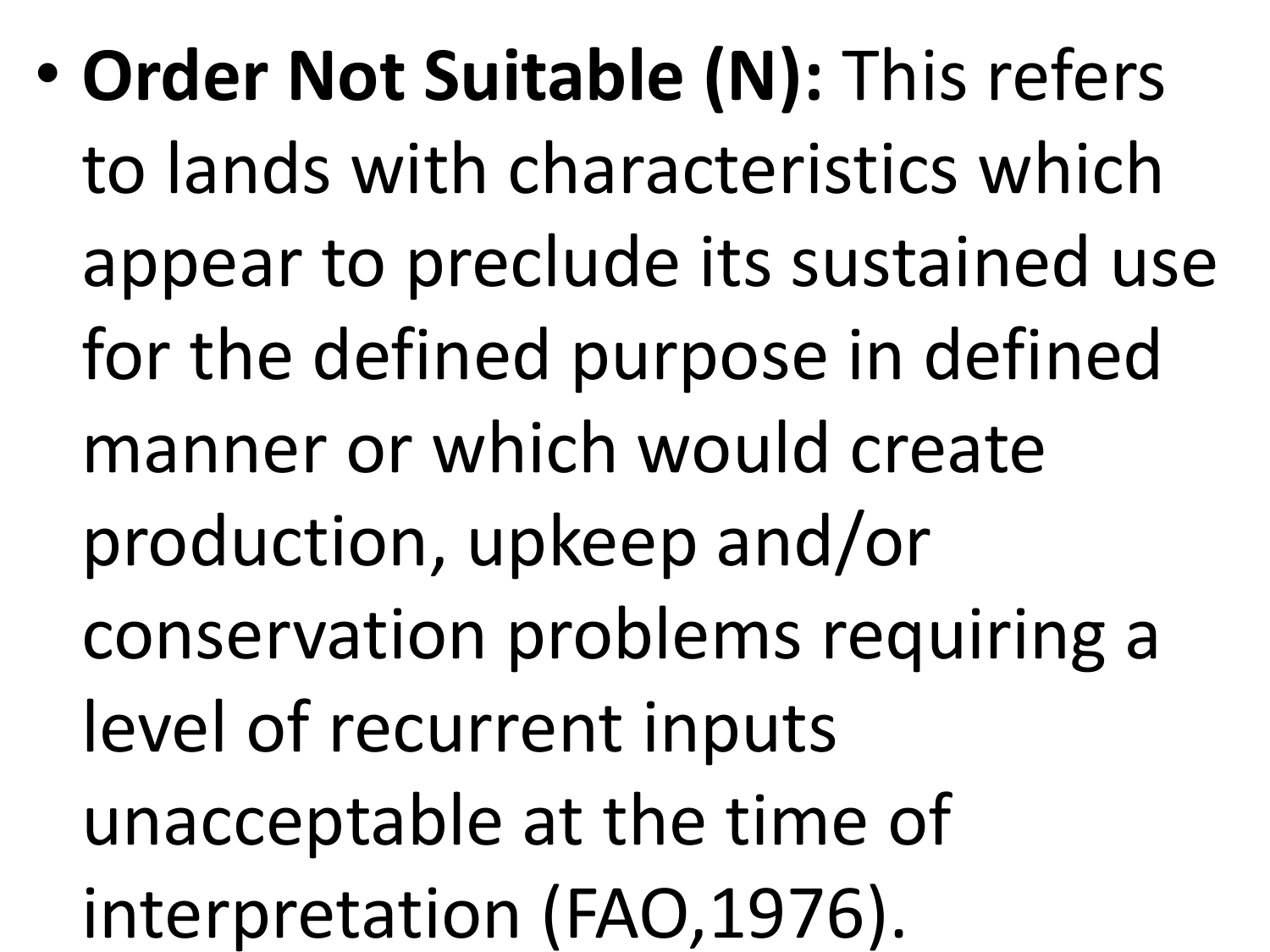- **Order Not Suitable (N):** This refers to lands with characteristics which appear to preclude its sustained use for the defined purpose in defined manner or which would create production, upkeep and/or conservation problems requiring a level of recurrent inputs unacceptable at the time of interpretation (FAO,1976).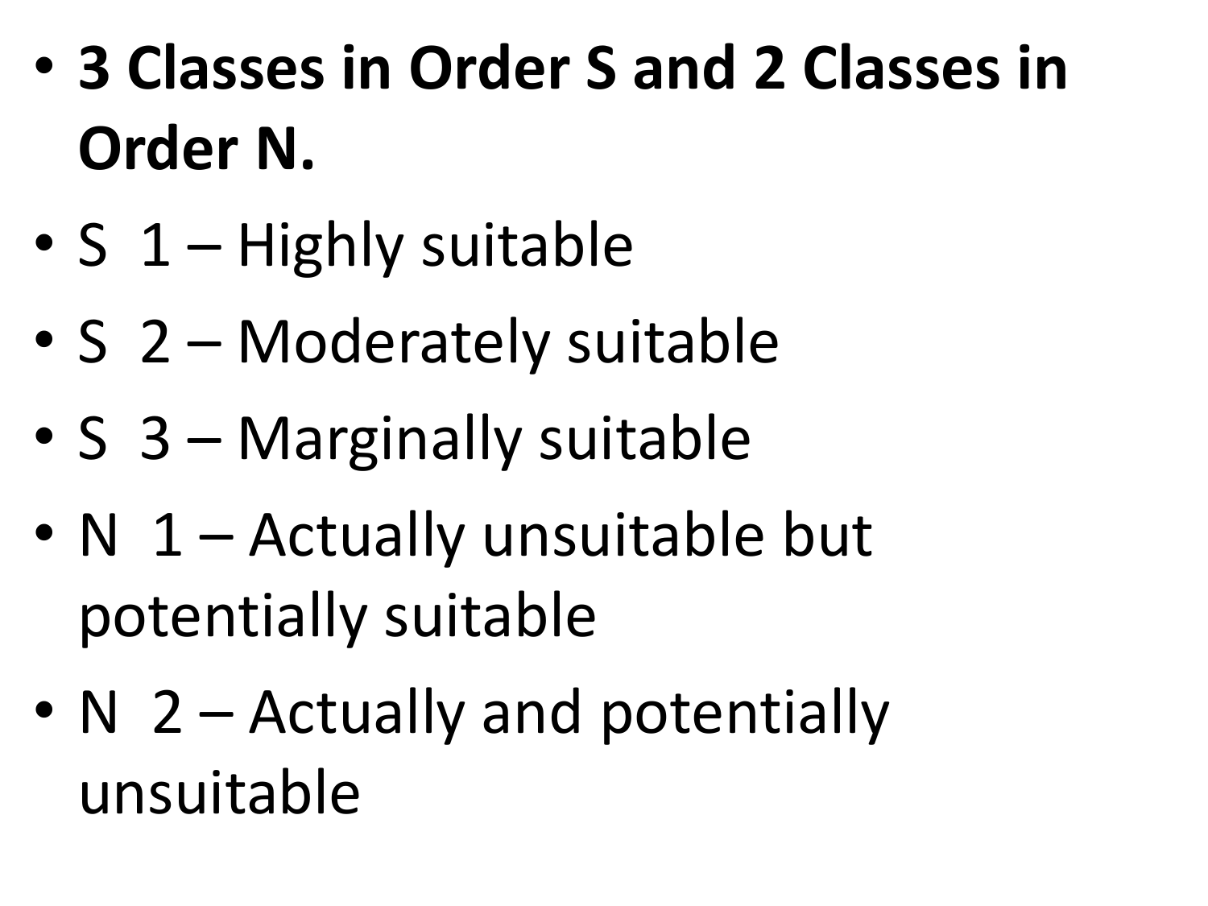- **3 Classes in Order S and 2 Classes in Order N.**
- S 1 – Highly suitable
- S 2 – Moderately suitable
- S 3 – Marginally suitable
- N 1 – Actually unsuitable but potentially suitable
- N 2 – Actually and potentially unsuitable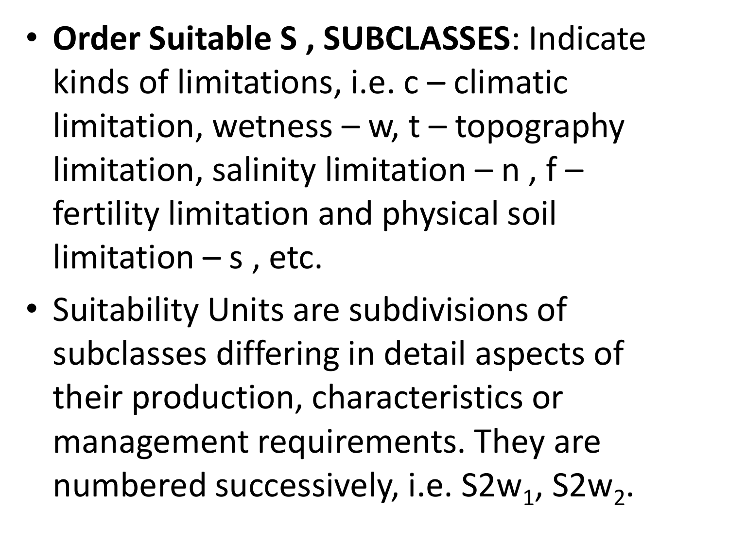- **Order Suitable S , SUBCLASSES**: Indicate kinds of limitations, i.e. c – climatic limitation, wetness – w, t – topography limitation, salinity limitation – n , f – fertility limitation and physical soil limitation – s , etc.
- Suitability Units are subdivisions of subclasses differing in detail aspects of their production, characteristics or management requirements. They are numbered successively, i.e. $S2w_1$, $S2w_2$.